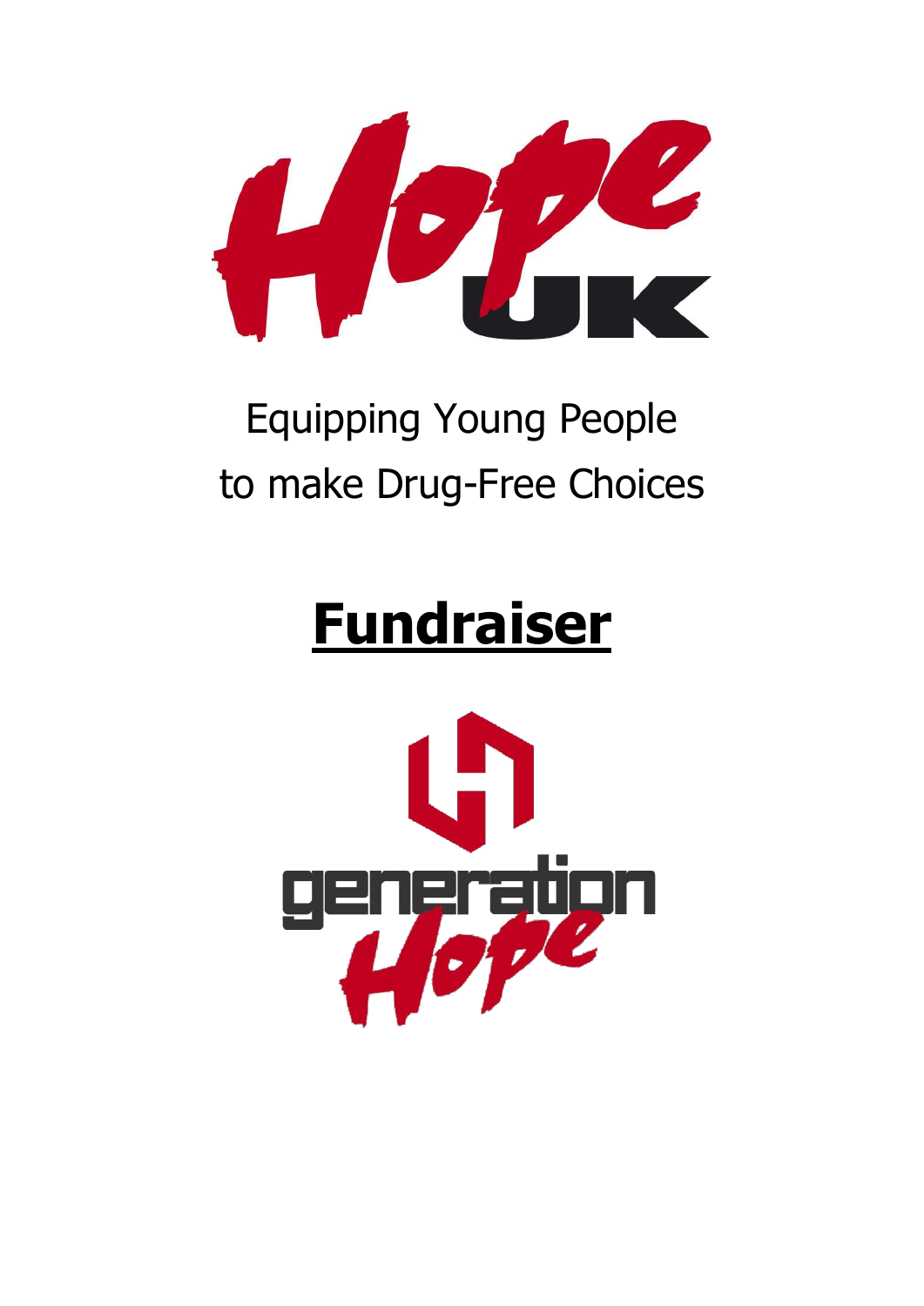Hope UK

Equipping Young People
to make Drug-Free Choices

# Fundraiser

generation Hope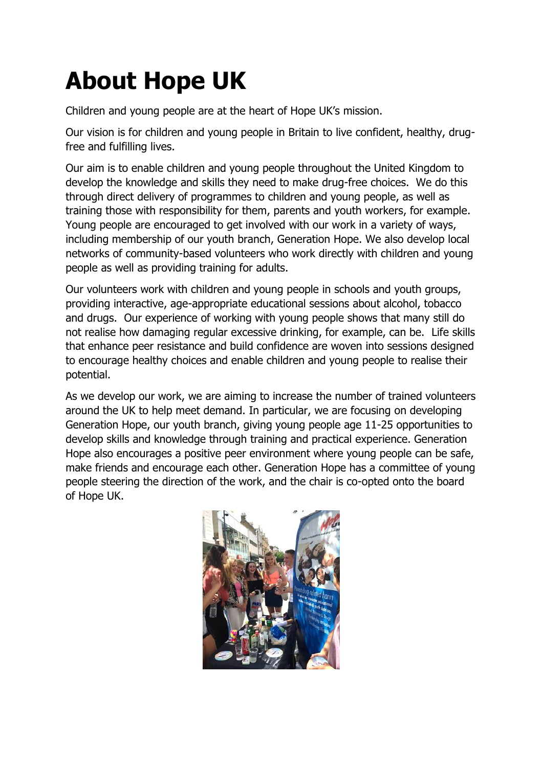# About Hope UK

Children and young people are at the heart of Hope UK's mission.

Our vision is for children and young people in Britain to live confident, healthy, drug-free and fulfilling lives.

Our aim is to enable children and young people throughout the United Kingdom to develop the knowledge and skills they need to make drug-free choices. We do this through direct delivery of programmes to children and young people, as well as training those with responsibility for them, parents and youth workers, for example. Young people are encouraged to get involved with our work in a variety of ways, including membership of our youth branch, Generation Hope. We also develop local networks of community-based volunteers who work directly with children and young people as well as providing training for adults.

Our volunteers work with children and young people in schools and youth groups, providing interactive, age-appropriate educational sessions about alcohol, tobacco and drugs. Our experience of working with young people shows that many still do not realise how damaging regular excessive drinking, for example, can be. Life skills that enhance peer resistance and build confidence are woven into sessions designed to encourage healthy choices and enable children and young people to realise their potential.

As we develop our work, we are aiming to increase the number of trained volunteers around the UK to help meet demand. In particular, we are focusing on developing Generation Hope, our youth branch, giving young people age 11-25 opportunities to develop skills and knowledge through training and practical experience. Generation Hope also encourages a positive peer environment where young people can be safe, make friends and encourage each other. Generation Hope has a committee of young people steering the direction of the work, and the chair is co-opted onto the board of Hope UK.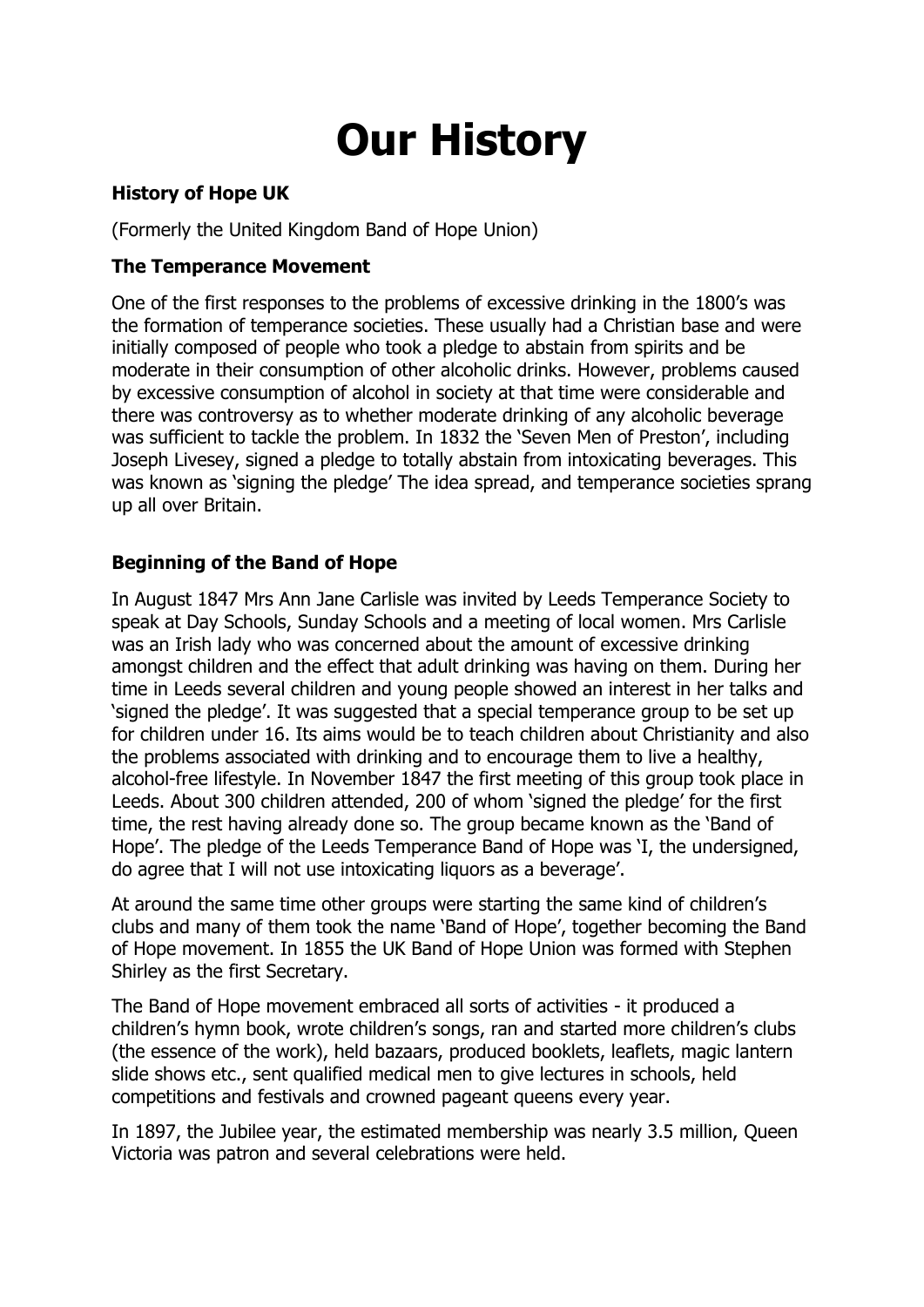# Our History

### History of Hope UK

(Formerly the United Kingdom Band of Hope Union)

### The Temperance Movement

One of the first responses to the problems of excessive drinking in the 1800's was the formation of temperance societies. These usually had a Christian base and were initially composed of people who took a pledge to abstain from spirits and be moderate in their consumption of other alcoholic drinks. However, problems caused by excessive consumption of alcohol in society at that time were considerable and there was controversy as to whether moderate drinking of any alcoholic beverage was sufficient to tackle the problem. In 1832 the 'Seven Men of Preston', including Joseph Livesey, signed a pledge to totally abstain from intoxicating beverages. This was known as 'signing the pledge' The idea spread, and temperance societies sprang up all over Britain.

### Beginning of the Band of Hope

In August 1847 Mrs Ann Jane Carlisle was invited by Leeds Temperance Society to speak at Day Schools, Sunday Schools and a meeting of local women. Mrs Carlisle was an Irish lady who was concerned about the amount of excessive drinking amongst children and the effect that adult drinking was having on them. During her time in Leeds several children and young people showed an interest in her talks and 'signed the pledge'. It was suggested that a special temperance group to be set up for children under 16. Its aims would be to teach children about Christianity and also the problems associated with drinking and to encourage them to live a healthy, alcohol-free lifestyle. In November 1847 the first meeting of this group took place in Leeds. About 300 children attended, 200 of whom 'signed the pledge' for the first time, the rest having already done so. The group became known as the 'Band of Hope'. The pledge of the Leeds Temperance Band of Hope was 'I, the undersigned, do agree that I will not use intoxicating liquors as a beverage'.

At around the same time other groups were starting the same kind of children's clubs and many of them took the name 'Band of Hope', together becoming the Band of Hope movement. In 1855 the UK Band of Hope Union was formed with Stephen Shirley as the first Secretary.

The Band of Hope movement embraced all sorts of activities - it produced a children's hymn book, wrote children's songs, ran and started more children's clubs (the essence of the work), held bazaars, produced booklets, leaflets, magic lantern slide shows etc., sent qualified medical men to give lectures in schools, held competitions and festivals and crowned pageant queens every year.

In 1897, the Jubilee year, the estimated membership was nearly 3.5 million, Queen Victoria was patron and several celebrations were held.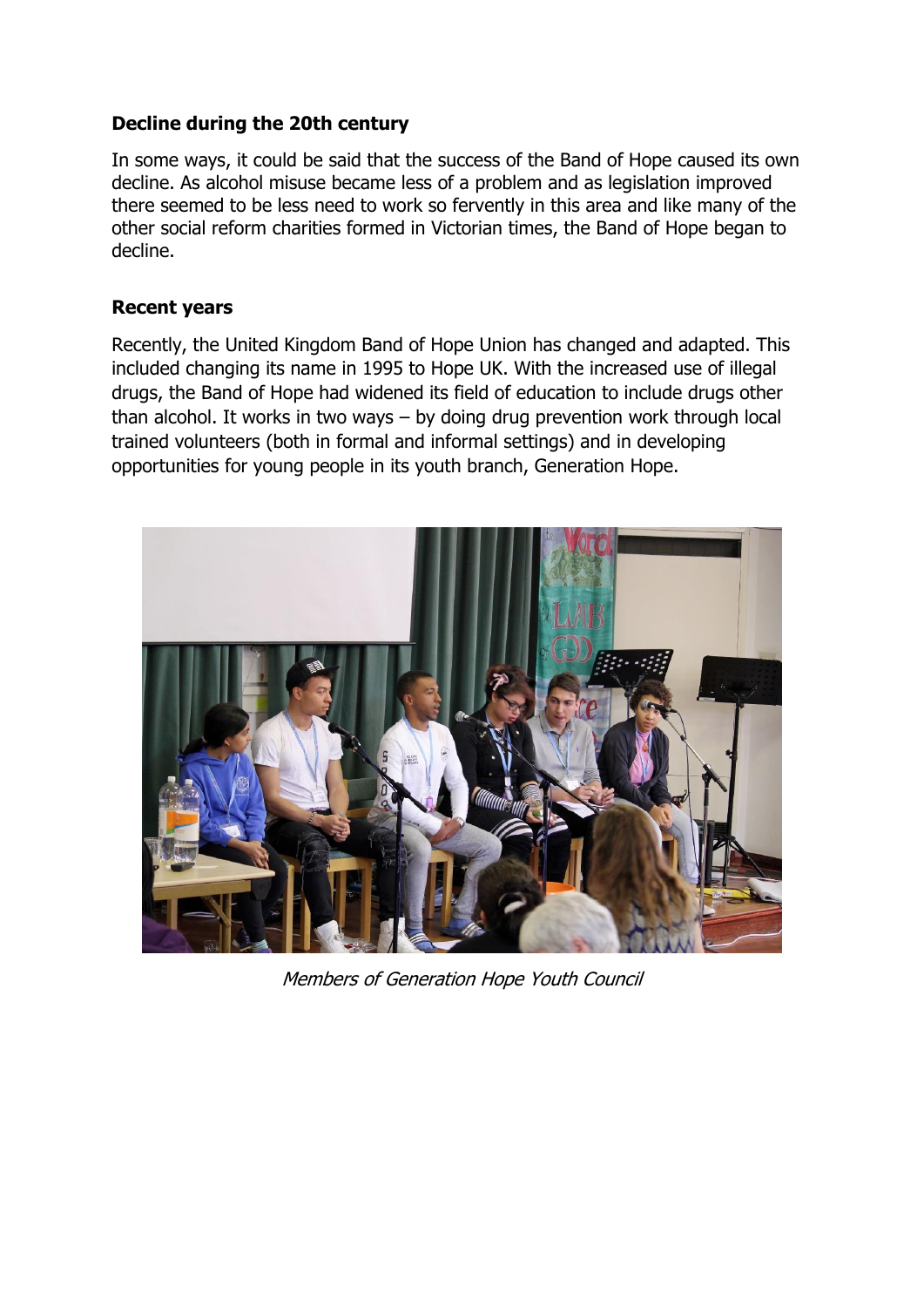**Decline during the 20th century**

In some ways, it could be said that the success of the Band of Hope caused its own decline. As alcohol misuse became less of a problem and as legislation improved there seemed to be less need to work so fervently in this area and like many of the other social reform charities formed in Victorian times, the Band of Hope began to decline.

**Recent years**

Recently, the United Kingdom Band of Hope Union has changed and adapted. This included changing its name in 1995 to Hope UK. With the increased use of illegal drugs, the Band of Hope had widened its field of education to include drugs other than alcohol. It works in two ways – by doing drug prevention work through local trained volunteers (both in formal and informal settings) and in developing opportunities for young people in its youth branch, Generation Hope.

*Members of Generation Hope Youth Council*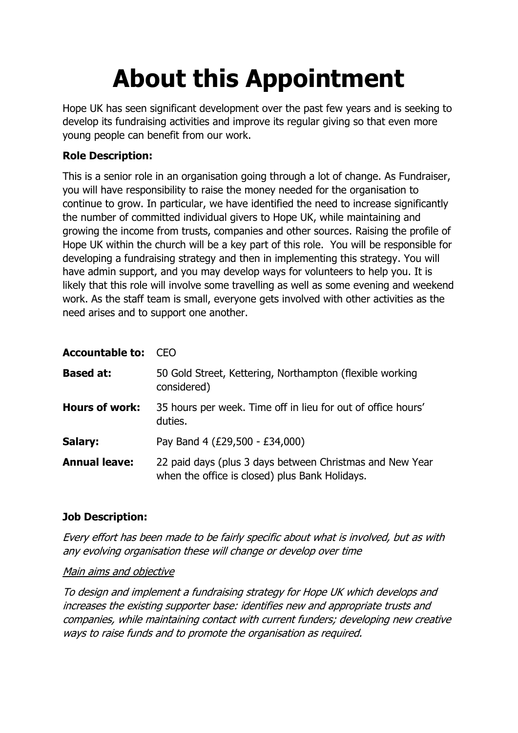# About this Appointment

Hope UK has seen significant development over the past few years and is seeking to develop its fundraising activities and improve its regular giving so that even more young people can benefit from our work.

**Role Description:**

This is a senior role in an organisation going through a lot of change. As Fundraiser, you will have responsibility to raise the money needed for the organisation to continue to grow. In particular, we have identified the need to increase significantly the number of committed individual givers to Hope UK, while maintaining and growing the income from trusts, companies and other sources. Raising the profile of Hope UK within the church will be a key part of this role. You will be responsible for developing a fundraising strategy and then in implementing this strategy. You will have admin support, and you may develop ways for volunteers to help you. It is likely that this role will involve some travelling as well as some evening and weekend work. As the staff team is small, everyone gets involved with other activities as the need arises and to support one another.

| | |
|---|---|
| **Accountable to:** | CEO |
| **Based at:** | 50 Gold Street, Kettering, Northampton (flexible working considered) |
| **Hours of work:** | 35 hours per week. Time off in lieu for out of office hours' duties. |
| **Salary:** | Pay Band 4 (£29,500 - £34,000) |
| **Annual leave:** | 22 paid days (plus 3 days between Christmas and New Year when the office is closed) plus Bank Holidays. |

**Job Description:**

*Every effort has been made to be fairly specific about what is involved, but as with any evolving organisation these will change or develop over time*

*Main aims and objective*

*To design and implement a fundraising strategy for Hope UK which develops and increases the existing supporter base: identifies new and appropriate trusts and companies, while maintaining contact with current funders; developing new creative ways to raise funds and to promote the organisation as required.*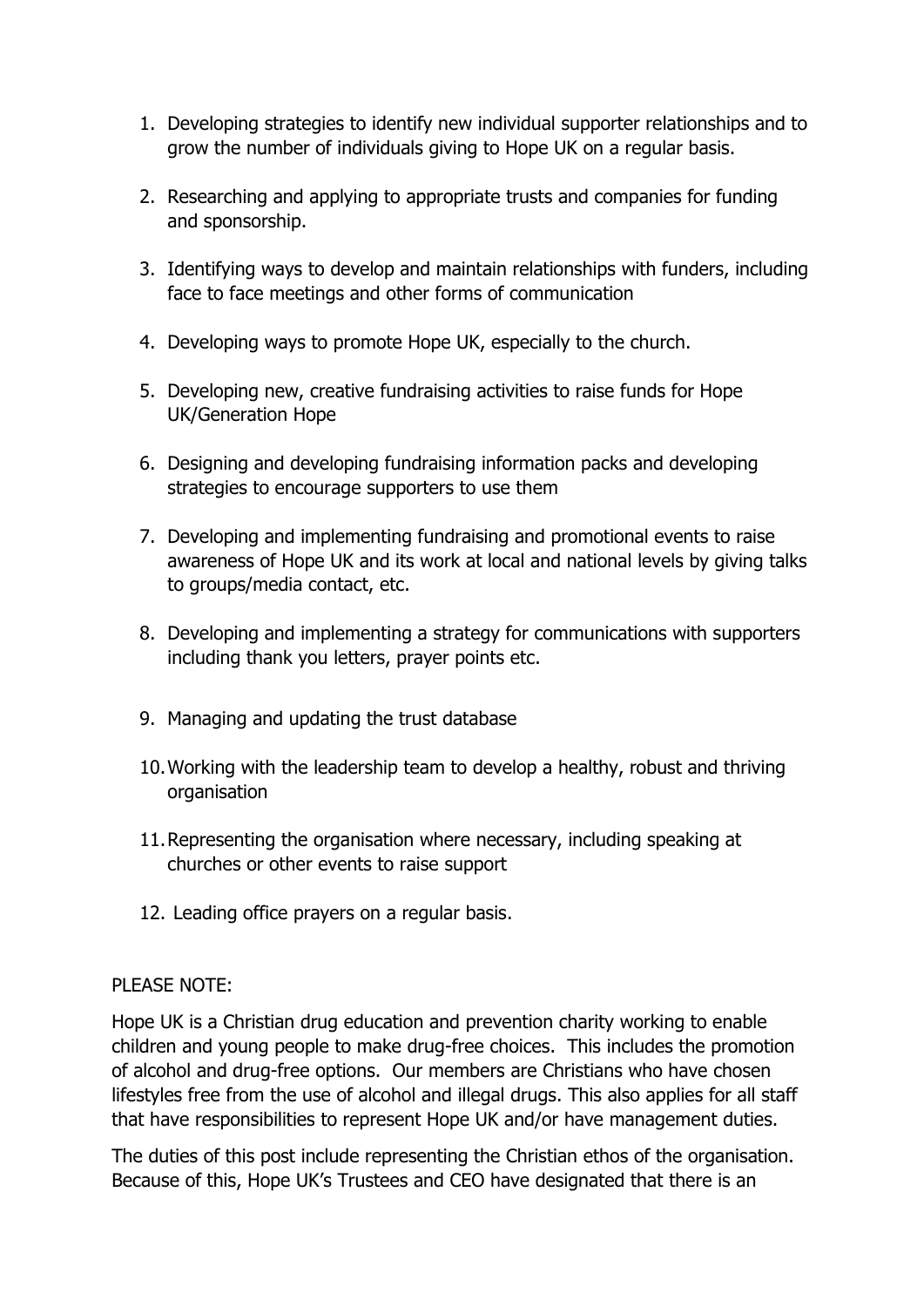1. Developing strategies to identify new individual supporter relationships and to grow the number of individuals giving to Hope UK on a regular basis.

2. Researching and applying to appropriate trusts and companies for funding and sponsorship.

3. Identifying ways to develop and maintain relationships with funders, including face to face meetings and other forms of communication

4. Developing ways to promote Hope UK, especially to the church.

5. Developing new, creative fundraising activities to raise funds for Hope UK/Generation Hope

6. Designing and developing fundraising information packs and developing strategies to encourage supporters to use them

7. Developing and implementing fundraising and promotional events to raise awareness of Hope UK and its work at local and national levels by giving talks to groups/media contact, etc.

8. Developing and implementing a strategy for communications with supporters including thank you letters, prayer points etc.

9. Managing and updating the trust database

10. Working with the leadership team to develop a healthy, robust and thriving organisation

11. Representing the organisation where necessary, including speaking at churches or other events to raise support

12. Leading office prayers on a regular basis.

PLEASE NOTE:

Hope UK is a Christian drug education and prevention charity working to enable children and young people to make drug-free choices. This includes the promotion of alcohol and drug-free options. Our members are Christians who have chosen lifestyles free from the use of alcohol and illegal drugs. This also applies for all staff that have responsibilities to represent Hope UK and/or have management duties.

The duties of this post include representing the Christian ethos of the organisation. Because of this, Hope UK's Trustees and CEO have designated that there is an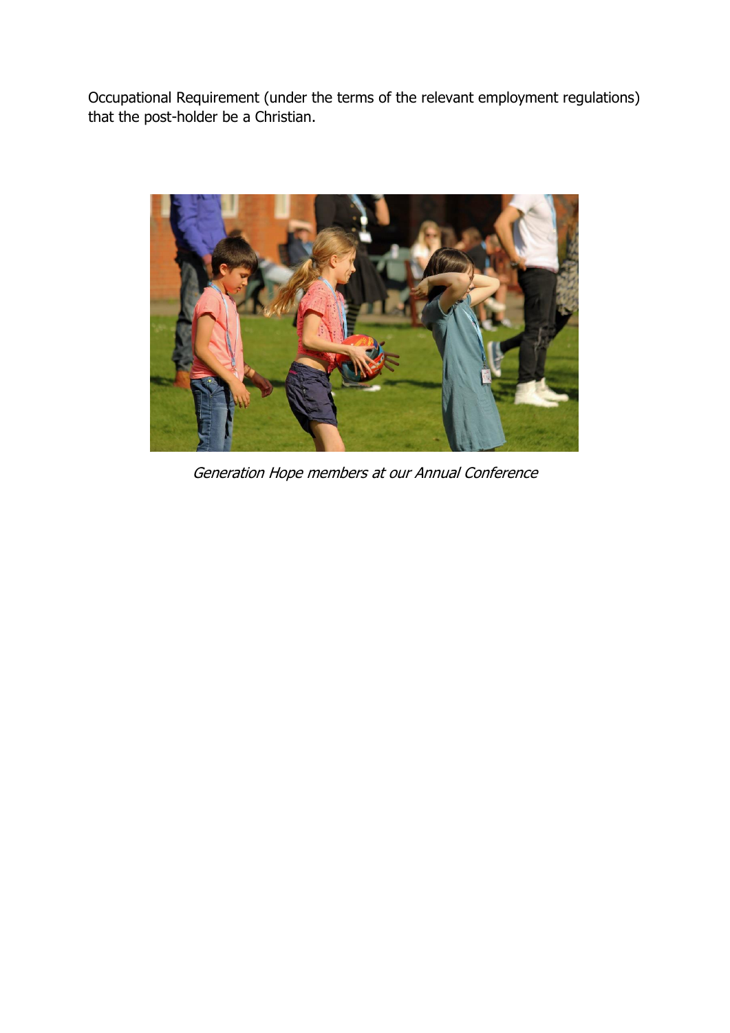Occupational Requirement (under the terms of the relevant employment regulations) that the post-holder be a Christian.

*Generation Hope members at our Annual Conference*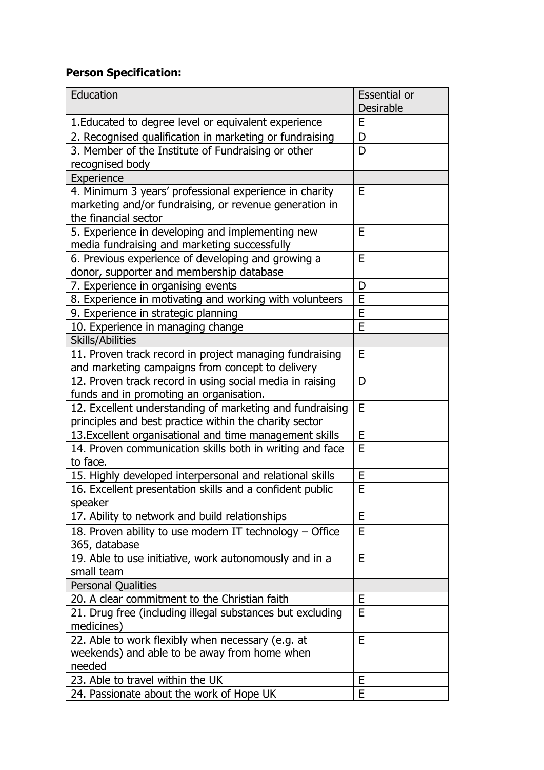**Person Specification:**

| Education | Essential or Desirable |
|---|---|
| 1.Educated to degree level or equivalent experience | E |
| 2. Recognised qualification in marketing or fundraising | D |
| 3. Member of the Institute of Fundraising or other recognised body | D |
| Experience | |
| 4. Minimum 3 years' professional experience in charity marketing and/or fundraising, or revenue generation in the financial sector | E |
| 5. Experience in developing and implementing new media fundraising and marketing successfully | E |
| 6. Previous experience of developing and growing a donor, supporter and membership database | E |
| 7. Experience in organising events | D |
| 8. Experience in motivating and working with volunteers | E |
| 9. Experience in strategic planning | E |
| 10. Experience in managing change | E |
| Skills/Abilities | |
| 11. Proven track record in project managing fundraising and marketing campaigns from concept to delivery | E |
| 12. Proven track record in using social media in raising funds and in promoting an organisation. | D |
| 12. Excellent understanding of marketing and fundraising principles and best practice within the charity sector | E |
| 13.Excellent organisational and time management skills | E |
| 14. Proven communication skills both in writing and face to face. | E |
| 15. Highly developed interpersonal and relational skills | E |
| 16. Excellent presentation skills and a confident public speaker | E |
| 17. Ability to network and build relationships | E |
| 18. Proven ability to use modern IT technology – Office 365, database | E |
| 19. Able to use initiative, work autonomously and in a small team | E |
| Personal Qualities | |
| 20. A clear commitment to the Christian faith | E |
| 21. Drug free (including illegal substances but excluding medicines) | E |
| 22. Able to work flexibly when necessary (e.g. at weekends) and able to be away from home when needed | E |
| 23. Able to travel within the UK | E |
| 24. Passionate about the work of Hope UK | E |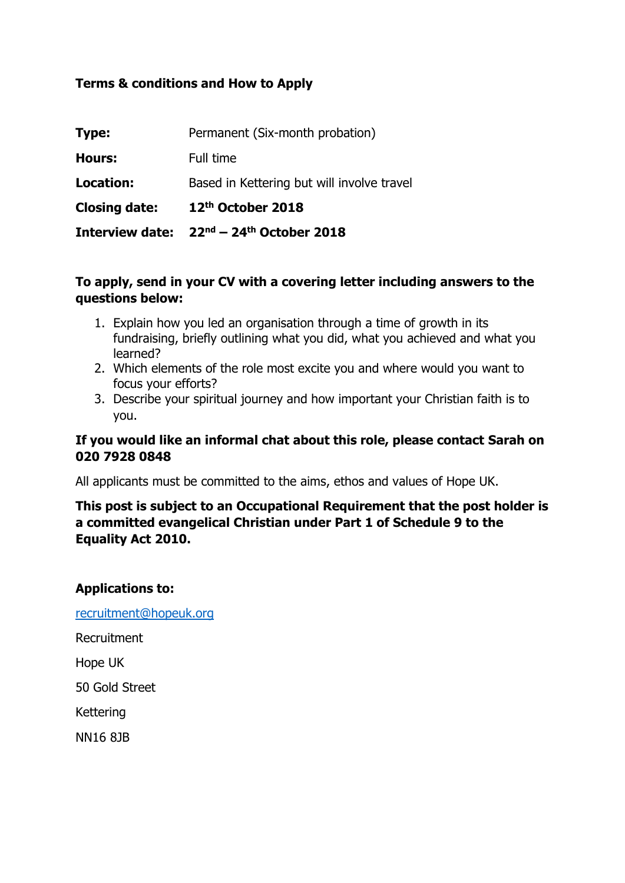**Terms & conditions and How to Apply**

| | |
|---|---|
| **Type:** | Permanent (Six-month probation) |
| **Hours:** | Full time |
| **Location:** | Based in Kettering but will involve travel |
| **Closing date:** | **12th October 2018** |
| **Interview date:** | **22nd – 24th October 2018** |

**To apply, send in your CV with a covering letter including answers to the questions below:**

1. Explain how you led an organisation through a time of growth in its fundraising, briefly outlining what you did, what you achieved and what you learned?
2. Which elements of the role most excite you and where would you want to focus your efforts?
3. Describe your spiritual journey and how important your Christian faith is to you.

**If you would like an informal chat about this role, please contact Sarah on 020 7928 0848**

All applicants must be committed to the aims, ethos and values of Hope UK.

**This post is subject to an Occupational Requirement that the post holder is a committed evangelical Christian under Part 1 of Schedule 9 to the Equality Act 2010.**

**Applications to:**

recruitment@hopeuk.org

Recruitment

Hope UK

50 Gold Street

Kettering

NN16 8JB